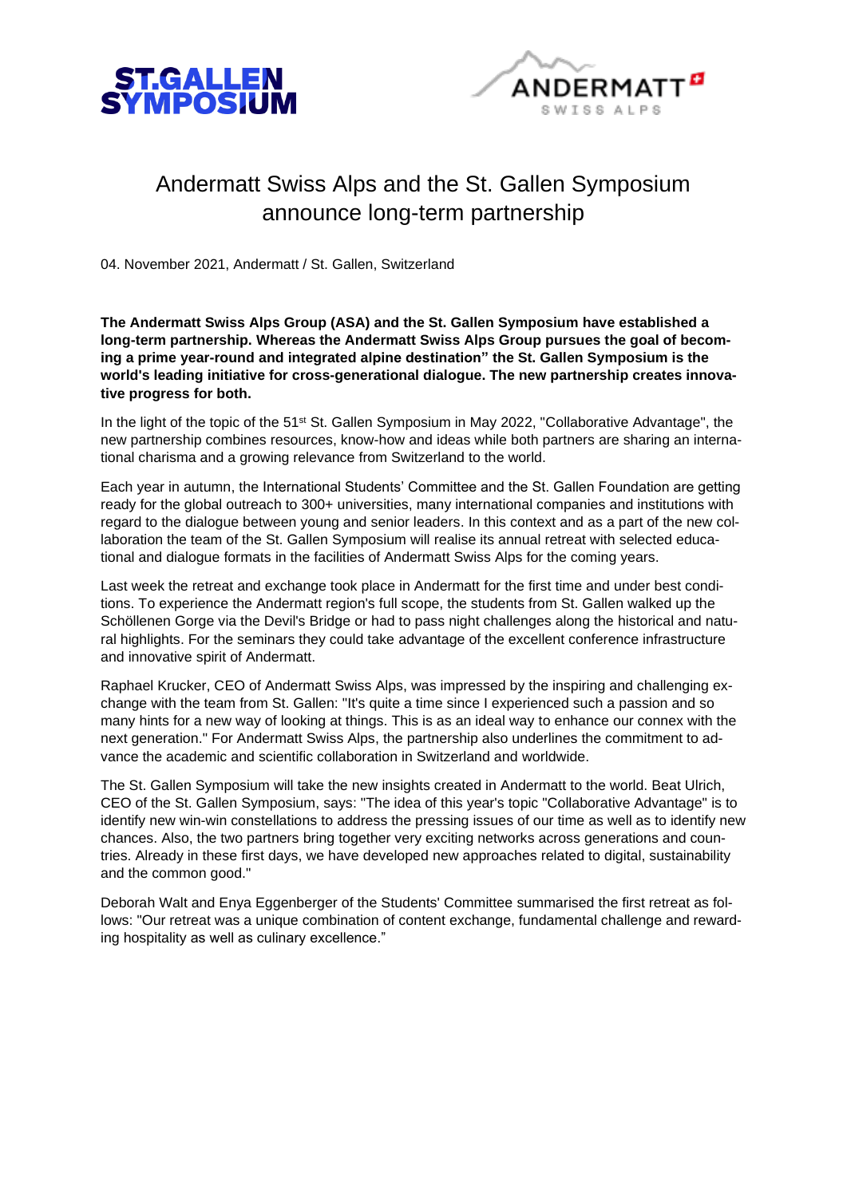# Andermatt Swiss Alps and the St. Gallen Symposium announce long-term partnership

04. November 2021, Andermatt / St. Gallen, Switzerland

**The Andermatt Swiss Alps Group (ASA) and the St. Gallen Symposium have established a long-term partnership. Whereas the Andermatt Swiss Alps Group pursues the goal of becoming a prime year-round and integrated alpine destination" the St. Gallen Symposium is the world's leading initiative for cross-generational dialogue. The new partnership creates innovative progress for both.**

In the light of the topic of the 51st St. Gallen Symposium in May 2022, "Collaborative Advantage", the new partnership combines resources, know-how and ideas while both partners are sharing an international charisma and a growing relevance from Switzerland to the world.

Each year in autumn, the International Students' Committee and the St. Gallen Foundation are getting ready for the global outreach to 300+ universities, many international companies and institutions with regard to the dialogue between young and senior leaders. In this context and as a part of the new collaboration the team of the St. Gallen Symposium will realise its annual retreat with selected educational and dialogue formats in the facilities of Andermatt Swiss Alps for the coming years.

Last week the retreat and exchange took place in Andermatt for the first time and under best conditions. To experience the Andermatt region's full scope, the students from St. Gallen walked up the Schöllenen Gorge via the Devil's Bridge or had to pass night challenges along the historical and natural highlights. For the seminars they could take advantage of the excellent conference infrastructure and innovative spirit of Andermatt.

Raphael Krucker, CEO of Andermatt Swiss Alps, was impressed by the inspiring and challenging exchange with the team from St. Gallen: "It's quite a time since I experienced such a passion and so many hints for a new way of looking at things. This is as an ideal way to enhance our connex with the next generation." For Andermatt Swiss Alps, the partnership also underlines the commitment to advance the academic and scientific collaboration in Switzerland and worldwide.

The St. Gallen Symposium will take the new insights created in Andermatt to the world. Beat Ulrich, CEO of the St. Gallen Symposium, says: "The idea of this year's topic "Collaborative Advantage" is to identify new win-win constellations to address the pressing issues of our time as well as to identify new chances. Also, the two partners bring together very exciting networks across generations and countries. Already in these first days, we have developed new approaches related to digital, sustainability and the common good."

Deborah Walt and Enya Eggenberger of the Students' Committee summarised the first retreat as follows: "Our retreat was a unique combination of content exchange, fundamental challenge and rewarding hospitality as well as culinary excellence."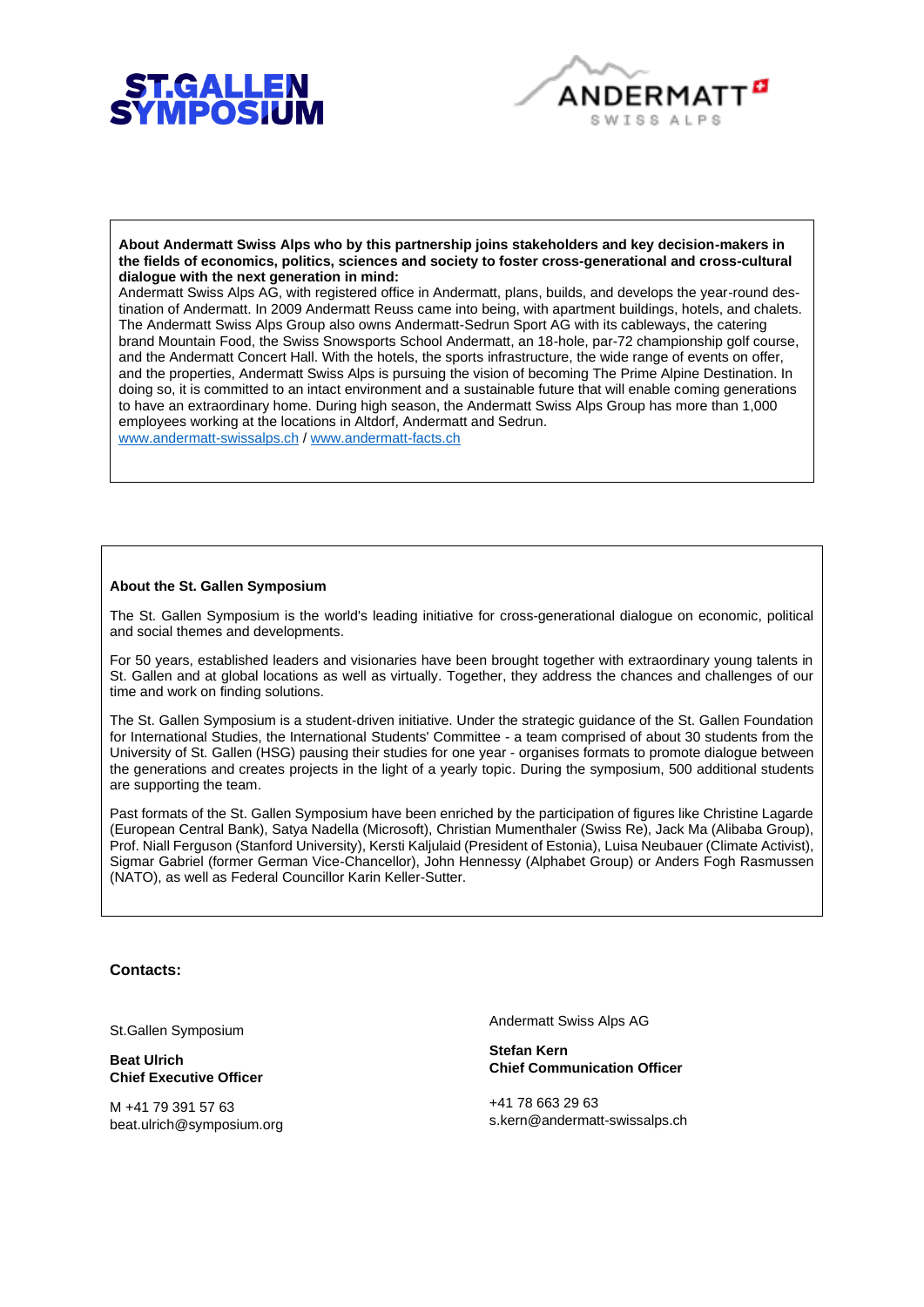**About Andermatt Swiss Alps who by this partnership joins stakeholders and key decision-makers in the fields of economics, politics, sciences and society to foster cross-generational and cross-cultural dialogue with the next generation in mind:**

Andermatt Swiss Alps AG, with registered office in Andermatt, plans, builds, and develops the year-round destination of Andermatt. In 2009 Andermatt Reuss came into being, with apartment buildings, hotels, and chalets. The Andermatt Swiss Alps Group also owns Andermatt-Sedrun Sport AG with its cableways, the catering brand Mountain Food, the Swiss Snowsports School Andermatt, an 18-hole, par-72 championship golf course, and the Andermatt Concert Hall. With the hotels, the sports infrastructure, the wide range of events on offer, and the properties, Andermatt Swiss Alps is pursuing the vision of becoming The Prime Alpine Destination. In doing so, it is committed to an intact environment and a sustainable future that will enable coming generations to have an extraordinary home. During high season, the Andermatt Swiss Alps Group has more than 1,000 employees working at the locations in Altdorf, Andermatt and Sedrun.

www.andermatt-swissalps.ch / www.andermatt-facts.ch

**About the St. Gallen Symposium**

The St. Gallen Symposium is the world's leading initiative for cross-generational dialogue on economic, political and social themes and developments.

For 50 years, established leaders and visionaries have been brought together with extraordinary young talents in St. Gallen and at global locations as well as virtually. Together, they address the chances and challenges of our time and work on finding solutions.

The St. Gallen Symposium is a student-driven initiative. Under the strategic guidance of the St. Gallen Foundation for International Studies, the International Students' Committee - a team comprised of about 30 students from the University of St. Gallen (HSG) pausing their studies for one year - organises formats to promote dialogue between the generations and creates projects in the light of a yearly topic. During the symposium, 500 additional students are supporting the team.

Past formats of the St. Gallen Symposium have been enriched by the participation of figures like Christine Lagarde (European Central Bank), Satya Nadella (Microsoft), Christian Mumenthaler (Swiss Re), Jack Ma (Alibaba Group), Prof. Niall Ferguson (Stanford University), Kersti Kaljulaid (President of Estonia), Luisa Neubauer (Climate Activist), Sigmar Gabriel (former German Vice-Chancellor), John Hennessy (Alphabet Group) or Anders Fogh Rasmussen (NATO), as well as Federal Councillor Karin Keller-Sutter.

**Contacts:**

St.Gallen Symposium

**Beat Ulrich**
**Chief Executive Officer**

M +41 79 391 57 63
beat.ulrich@symposium.org

Andermatt Swiss Alps AG

**Stefan Kern**
**Chief Communication Officer**

+41 78 663 29 63
s.kern@andermatt-swissalps.ch